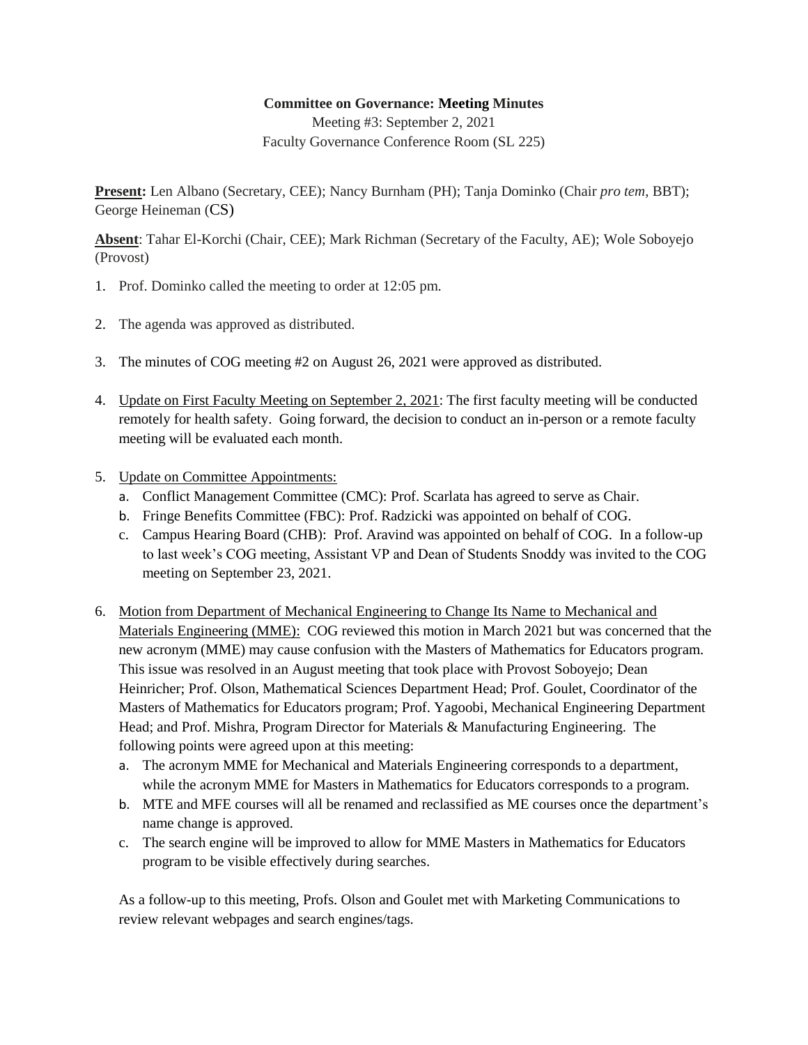**Committee on Governance: Meeting Minutes**

Meeting #3: September 2, 2021

Faculty Governance Conference Room (SL 225)

**Present:** Len Albano (Secretary, CEE); Nancy Burnham (PH); Tanja Dominko (Chair *pro tem*, BBT); George Heineman (CS)

**Absent**: Tahar El-Korchi (Chair, CEE); Mark Richman (Secretary of the Faculty, AE); Wole Soboyejo (Provost)

1. Prof. Dominko called the meeting to order at 12:05 pm.

2. The agenda was approved as distributed.

3. The minutes of COG meeting #2 on August 26, 2021 were approved as distributed.

4. Update on First Faculty Meeting on September 2, 2021: The first faculty meeting will be conducted remotely for health safety. Going forward, the decision to conduct an in-person or a remote faculty meeting will be evaluated each month.

5. Update on Committee Appointments:
   a. Conflict Management Committee (CMC): Prof. Scarlata has agreed to serve as Chair.
   b. Fringe Benefits Committee (FBC): Prof. Radzicki was appointed on behalf of COG.
   c. Campus Hearing Board (CHB): Prof. Aravind was appointed on behalf of COG. In a follow-up to last week's COG meeting, Assistant VP and Dean of Students Snoddy was invited to the COG meeting on September 23, 2021.

6. Motion from Department of Mechanical Engineering to Change Its Name to Mechanical and Materials Engineering (MME): COG reviewed this motion in March 2021 but was concerned that the new acronym (MME) may cause confusion with the Masters of Mathematics for Educators program. This issue was resolved in an August meeting that took place with Provost Soboyejo; Dean Heinricher; Prof. Olson, Mathematical Sciences Department Head; Prof. Goulet, Coordinator of the Masters of Mathematics for Educators program; Prof. Yagoobi, Mechanical Engineering Department Head; and Prof. Mishra, Program Director for Materials & Manufacturing Engineering. The following points were agreed upon at this meeting:
   a. The acronym MME for Mechanical and Materials Engineering corresponds to a department, while the acronym MME for Masters in Mathematics for Educators corresponds to a program.
   b. MTE and MFE courses will all be renamed and reclassified as ME courses once the department's name change is approved.
   c. The search engine will be improved to allow for MME Masters in Mathematics for Educators program to be visible effectively during searches.

   As a follow-up to this meeting, Profs. Olson and Goulet met with Marketing Communications to review relevant webpages and search engines/tags.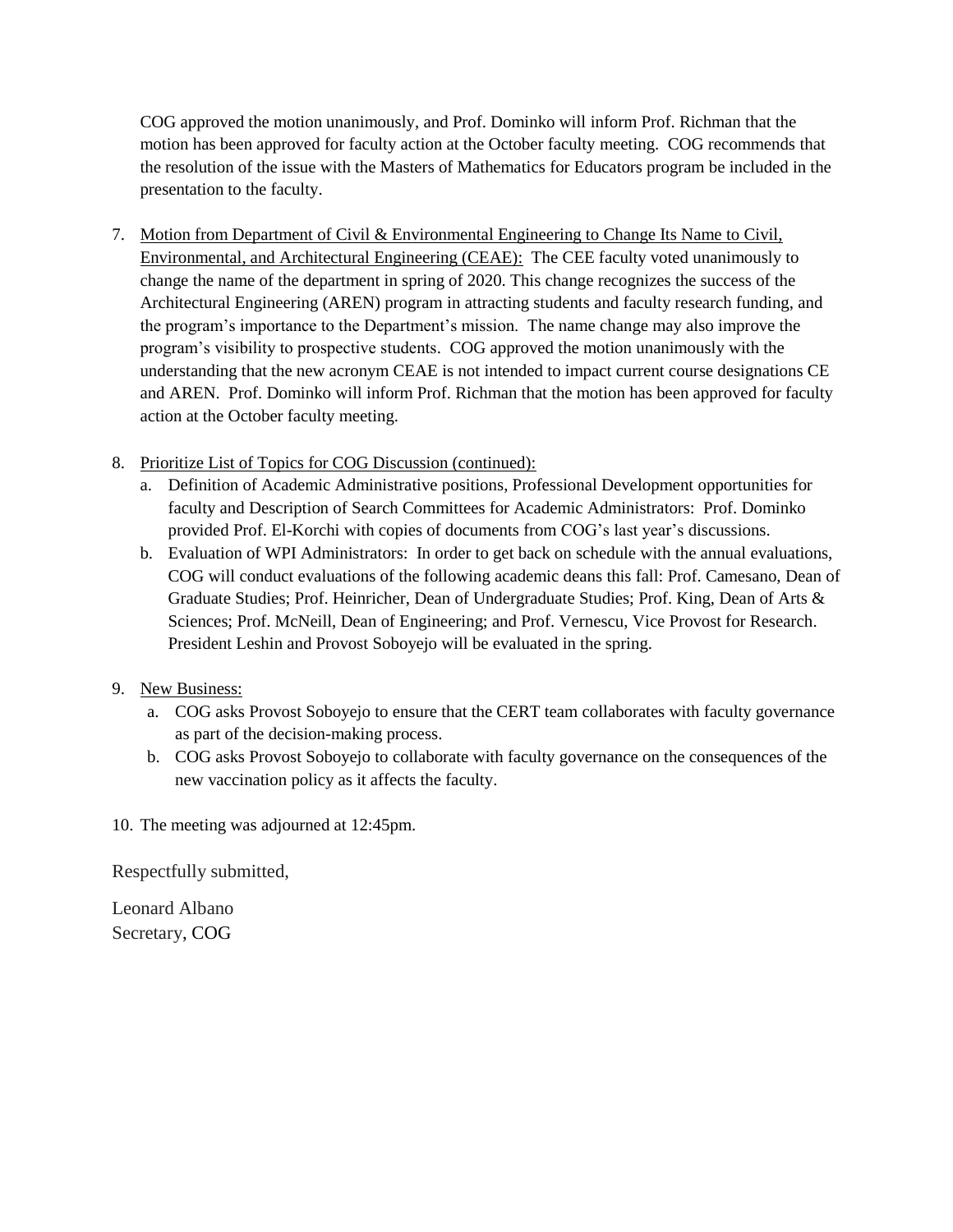COG approved the motion unanimously, and Prof. Dominko will inform Prof. Richman that the motion has been approved for faculty action at the October faculty meeting. COG recommends that the resolution of the issue with the Masters of Mathematics for Educators program be included in the presentation to the faculty.

7. Motion from Department of Civil & Environmental Engineering to Change Its Name to Civil, Environmental, and Architectural Engineering (CEAE): The CEE faculty voted unanimously to change the name of the department in spring of 2020. This change recognizes the success of the Architectural Engineering (AREN) program in attracting students and faculty research funding, and the program's importance to the Department's mission. The name change may also improve the program's visibility to prospective students. COG approved the motion unanimously with the understanding that the new acronym CEAE is not intended to impact current course designations CE and AREN. Prof. Dominko will inform Prof. Richman that the motion has been approved for faculty action at the October faculty meeting.

8. Prioritize List of Topics for COG Discussion (continued):
   a. Definition of Academic Administrative positions, Professional Development opportunities for faculty and Description of Search Committees for Academic Administrators: Prof. Dominko provided Prof. El-Korchi with copies of documents from COG's last year's discussions.
   b. Evaluation of WPI Administrators: In order to get back on schedule with the annual evaluations, COG will conduct evaluations of the following academic deans this fall: Prof. Camesano, Dean of Graduate Studies; Prof. Heinricher, Dean of Undergraduate Studies; Prof. King, Dean of Arts & Sciences; Prof. McNeill, Dean of Engineering; and Prof. Vernescu, Vice Provost for Research. President Leshin and Provost Soboyejo will be evaluated in the spring.

9. New Business:
   a. COG asks Provost Soboyejo to ensure that the CERT team collaborates with faculty governance as part of the decision-making process.
   b. COG asks Provost Soboyejo to collaborate with faculty governance on the consequences of the new vaccination policy as it affects the faculty.

10. The meeting was adjourned at 12:45pm.

Respectfully submitted,

Leonard Albano
Secretary, COG